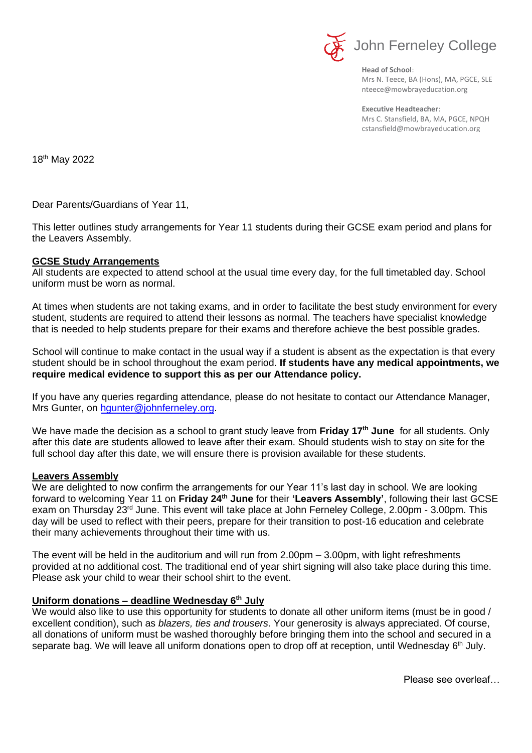John Ferneley College

**Head of School**:
Mrs N. Teece, BA (Hons), MA, PGCE, SLE
nteece@mowbrayeducation.org

**Executive Headteacher**:
Mrs C. Stansfield, BA, MA, PGCE, NPQH
cstansfield@mowbrayeducation.org

18th May 2022

Dear Parents/Guardians of Year 11,

This letter outlines study arrangements for Year 11 students during their GCSE exam period and plans for the Leavers Assembly.

## GCSE Study Arrangements

All students are expected to attend school at the usual time every day, for the full timetabled day. School uniform must be worn as normal.

At times when students are not taking exams, and in order to facilitate the best study environment for every student, students are required to attend their lessons as normal. The teachers have specialist knowledge that is needed to help students prepare for their exams and therefore achieve the best possible grades.

School will continue to make contact in the usual way if a student is absent as the expectation is that every student should be in school throughout the exam period. **If students have any medical appointments, we require medical evidence to support this as per our Attendance policy.**

If you have any queries regarding attendance, please do not hesitate to contact our Attendance Manager, Mrs Gunter, on hgunter@johnferneley.org.

We have made the decision as a school to grant study leave from **Friday 17th June** for all students. Only after this date are students allowed to leave after their exam. Should students wish to stay on site for the full school day after this date, we will ensure there is provision available for these students.

## Leavers Assembly

We are delighted to now confirm the arrangements for our Year 11's last day in school. We are looking forward to welcoming Year 11 on **Friday 24th June** for their **'Leavers Assembly'**, following their last GCSE exam on Thursday 23rd June. This event will take place at John Ferneley College, 2.00pm - 3.00pm. This day will be used to reflect with their peers, prepare for their transition to post-16 education and celebrate their many achievements throughout their time with us.

The event will be held in the auditorium and will run from 2.00pm – 3.00pm, with light refreshments provided at no additional cost. The traditional end of year shirt signing will also take place during this time. Please ask your child to wear their school shirt to the event.

## Uniform donations – deadline Wednesday 6th July

We would also like to use this opportunity for students to donate all other uniform items (must be in good / excellent condition), such as *blazers, ties and trousers*. Your generosity is always appreciated. Of course, all donations of uniform must be washed thoroughly before bringing them into the school and secured in a separate bag. We will leave all uniform donations open to drop off at reception, until Wednesday 6th July.

Please see overleaf…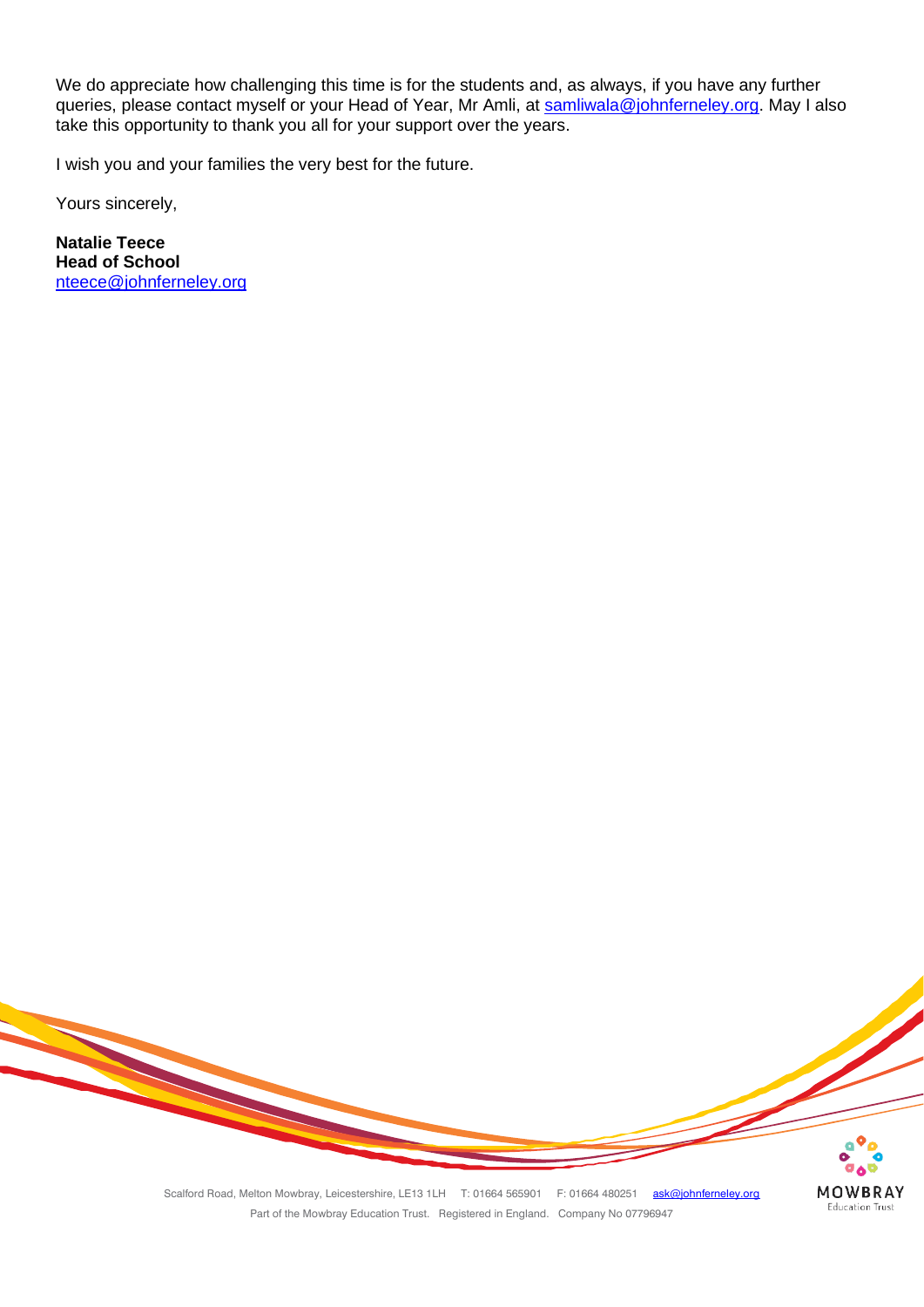We do appreciate how challenging this time is for the students and, as always, if you have any further queries, please contact myself or your Head of Year, Mr Amli, at samliwala@johnferneley.org. May I also take this opportunity to thank you all for your support over the years.

I wish you and your families the very best for the future.

Yours sincerely,

**Natalie Teece**
**Head of School**
nteece@johnferneley.org